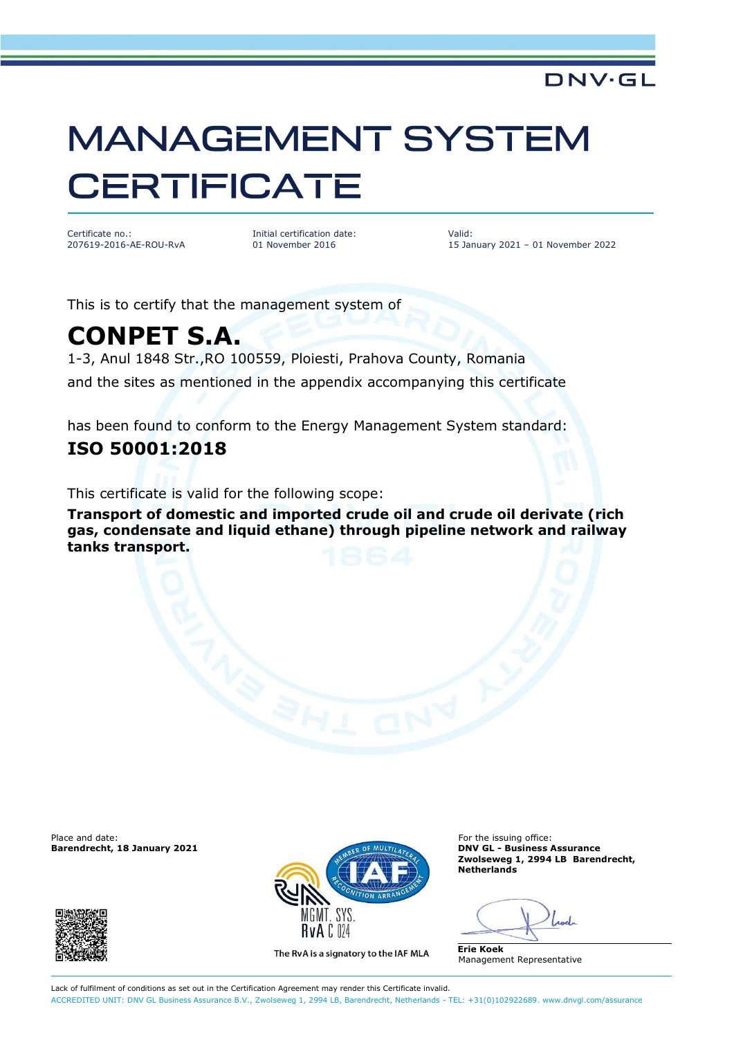DNV·GL

# MANAGEMENT SYSTEM CERTIFICATE

Certificate no.:
207619-2016-AE-ROU-RvA

Initial certification date:
01 November 2016

Valid:
15 January 2021 – 01 November 2022

This is to certify that the management system of

## CONPET S.A.

1-3, Anul 1848 Str.,RO 100559, Ploiesti, Prahova County, Romania
and the sites as mentioned in the appendix accompanying this certificate

has been found to conform to the Energy Management System standard:

## ISO 50001:2018

This certificate is valid for the following scope:

**Transport of domestic and imported crude oil and crude oil derivate (rich gas, condensate and liquid ethane) through pipeline network and railway tanks transport.**

Place and date:
**Barendrecht, 18 January 2021**

MGMT. SYS.
RvA C 024

The RvA is a signatory to the IAF MLA

For the issuing office:
**DNV GL - Business Assurance**
**Zwolseweg 1, 2994 LB Barendrecht, Netherlands**

**Erie Koek**
Management Representative

Lack of fulfilment of conditions as set out in the Certification Agreement may render this Certificate invalid.
ACCREDITED UNIT: DNV GL Business Assurance B.V., Zwolseweg 1, 2994 LB, Barendrecht, Netherlands - TEL: +31(0)102922689. www.dnvgl.com/assurance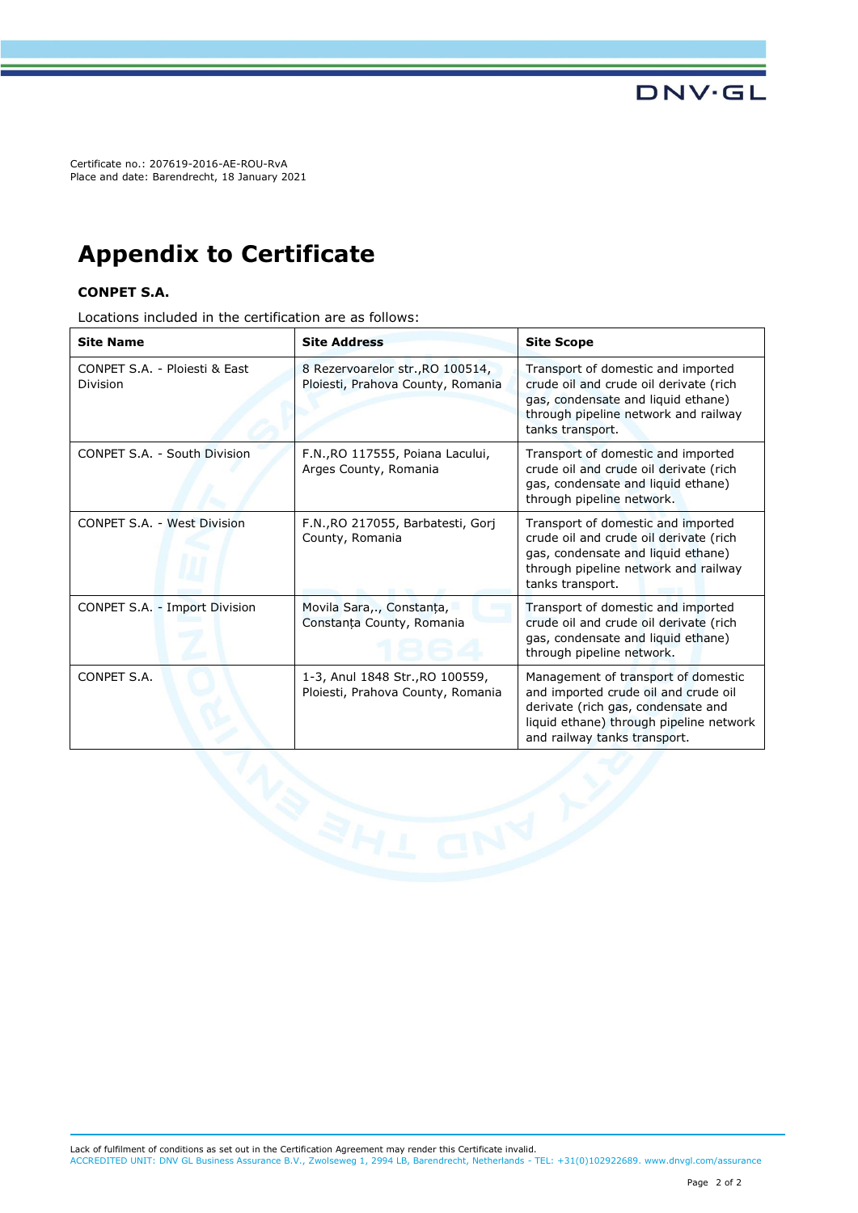Certificate no.: 207619-2016-AE-ROU-RvA
Place and date: Barendrecht, 18 January 2021

# Appendix to Certificate

**CONPET S.A.**

Locations included in the certification are as follows:

| Site Name | Site Address | Site Scope |
|---|---|---|
| CONPET S.A. - Ploiesti & East Division | 8 Rezervoarelor str.,RO 100514, Ploiesti, Prahova County, Romania | Transport of domestic and imported crude oil and crude oil derivate (rich gas, condensate and liquid ethane) through pipeline network and railway tanks transport. |
| CONPET S.A. - South Division | F.N.,RO 117555, Poiana Lacului, Arges County, Romania | Transport of domestic and imported crude oil and crude oil derivate (rich gas, condensate and liquid ethane) through pipeline network. |
| CONPET S.A. - West Division | F.N.,RO 217055, Barbatesti, Gorj County, Romania | Transport of domestic and imported crude oil and crude oil derivate (rich gas, condensate and liquid ethane) through pipeline network and railway tanks transport. |
| CONPET S.A. - Import Division | Movila Sara,., Constanța, Constanța County, Romania | Transport of domestic and imported crude oil and crude oil derivate (rich gas, condensate and liquid ethane) through pipeline network. |
| CONPET S.A. | 1-3, Anul 1848 Str.,RO 100559, Ploiesti, Prahova County, Romania | Management of transport of domestic and imported crude oil and crude oil derivate (rich gas, condensate and liquid ethane) through pipeline network and railway tanks transport. |

Lack of fulfilment of conditions as set out in the Certification Agreement may render this Certificate invalid.
ACCREDITED UNIT: DNV GL Business Assurance B.V., Zwolseweg 1, 2994 LB, Barendrecht, Netherlands - TEL: +31(0)102922689. www.dnvgl.com/assurance